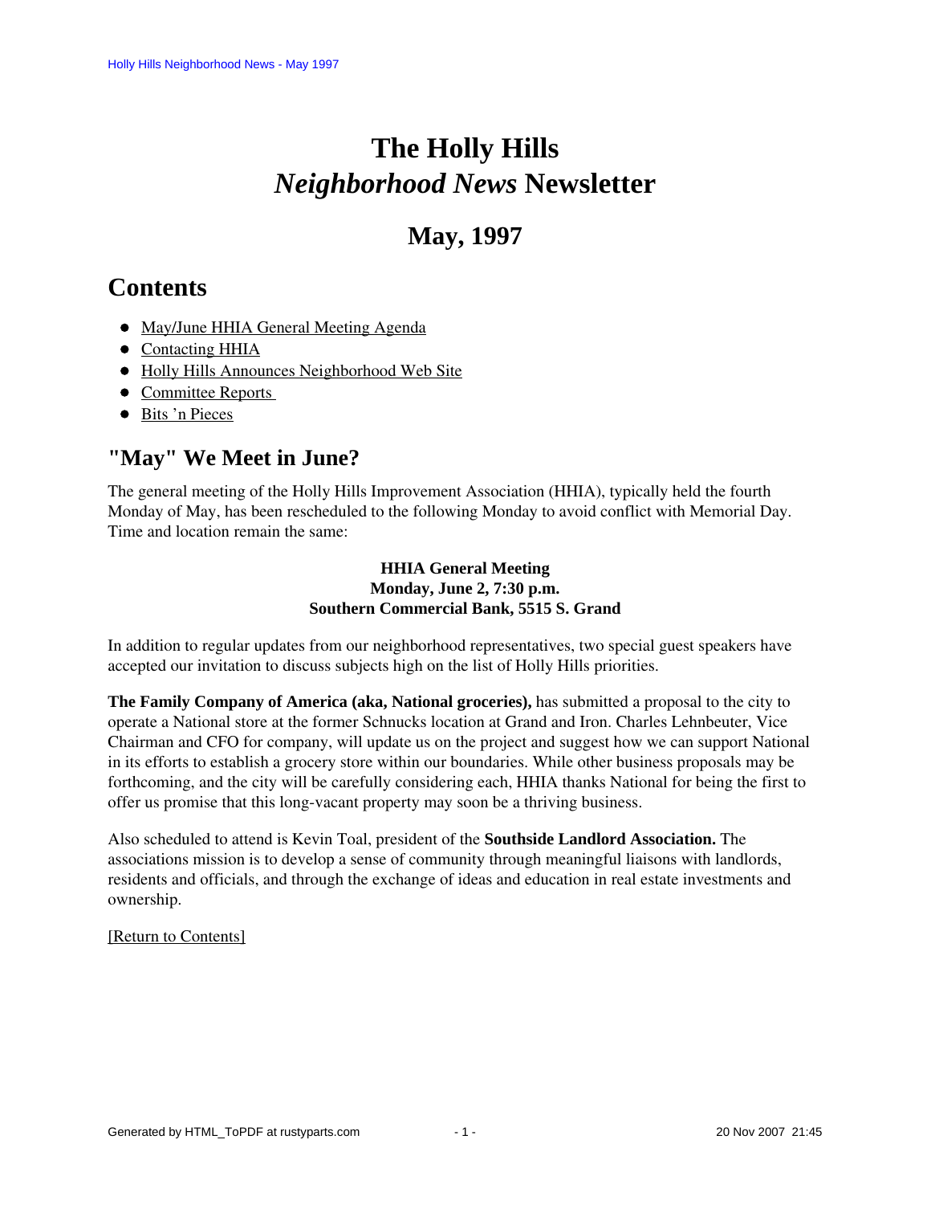# The Holly Hills *Neighborhood News* Newsletter

## May, 1997

## Contents

- May/June HHIA General Meeting Agenda
- Contacting HHIA
- Holly Hills Announces Neighborhood Web Site
- Committee Reports
- Bits 'n Pieces

## "May" We Meet in June?

The general meeting of the Holly Hills Improvement Association (HHIA), typically held the fourth Monday of May, has been rescheduled to the following Monday to avoid conflict with Memorial Day. Time and location remain the same:

**HHIA General Meeting**
**Monday, June 2, 7:30 p.m.**
**Southern Commercial Bank, 5515 S. Grand**

In addition to regular updates from our neighborhood representatives, two special guest speakers have accepted our invitation to discuss subjects high on the list of Holly Hills priorities.

**The Family Company of America (aka, National groceries),** has submitted a proposal to the city to operate a National store at the former Schnucks location at Grand and Iron. Charles Lehnbeuter, Vice Chairman and CFO for company, will update us on the project and suggest how we can support National in its efforts to establish a grocery store within our boundaries. While other business proposals may be forthcoming, and the city will be carefully considering each, HHIA thanks National for being the first to offer us promise that this long-vacant property may soon be a thriving business.

Also scheduled to attend is Kevin Toal, president of the **Southside Landlord Association.** The associations mission is to develop a sense of community through meaningful liaisons with landlords, residents and officials, and through the exchange of ideas and education in real estate investments and ownership.

[Return to Contents]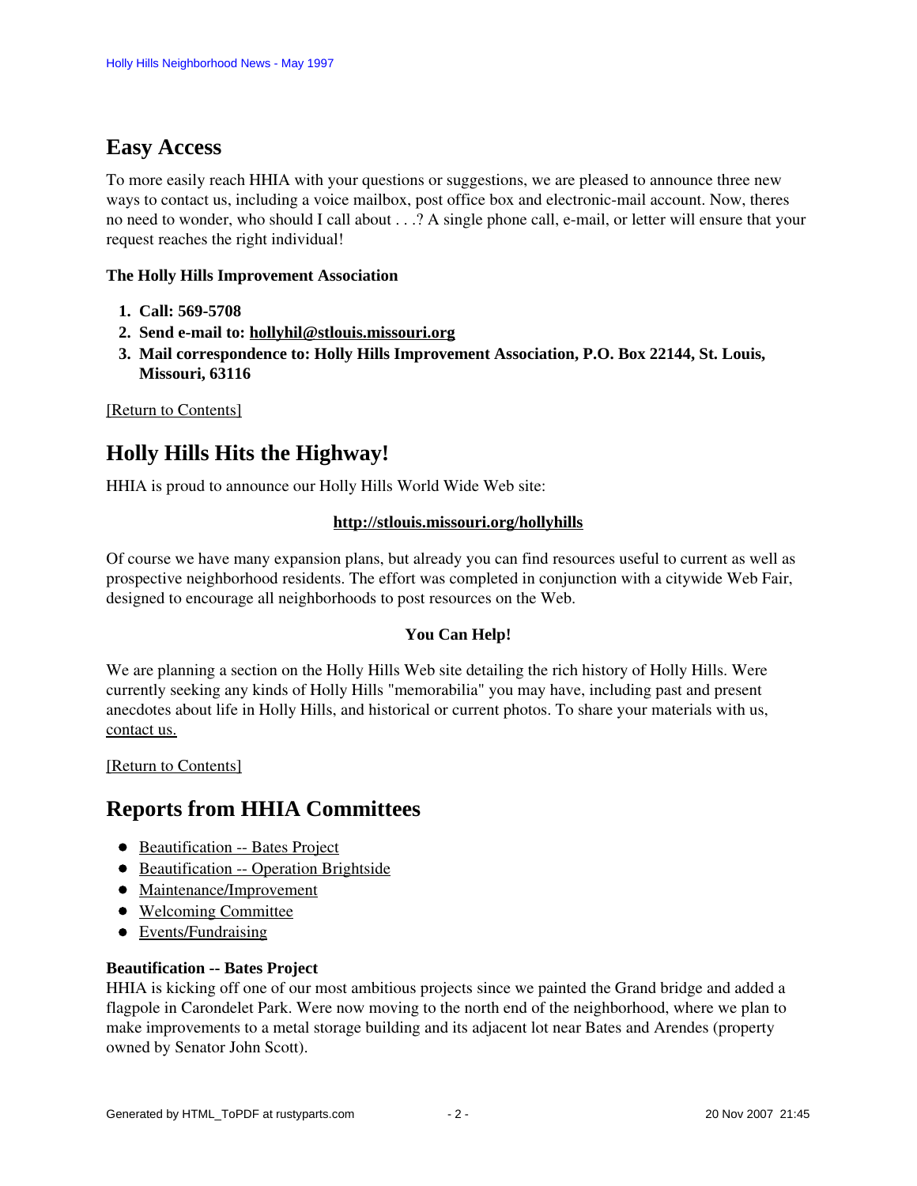## Easy Access

To more easily reach HHIA with your questions or suggestions, we are pleased to announce three new ways to contact us, including a voice mailbox, post office box and electronic-mail account. Now, theres no need to wonder, who should I call about . . .? A single phone call, e-mail, or letter will ensure that your request reaches the right individual!

**The Holly Hills Improvement Association**

1. **Call: 569-5708**
2. **Send e-mail to: hollyhil@stlouis.missouri.org**
3. **Mail correspondence to: Holly Hills Improvement Association, P.O. Box 22144, St. Louis, Missouri, 63116**

[Return to Contents]

## Holly Hills Hits the Highway!

HHIA is proud to announce our Holly Hills World Wide Web site:

**http://stlouis.missouri.org/hollyhills**

Of course we have many expansion plans, but already you can find resources useful to current as well as prospective neighborhood residents. The effort was completed in conjunction with a citywide Web Fair, designed to encourage all neighborhoods to post resources on the Web.

**You Can Help!**

We are planning a section on the Holly Hills Web site detailing the rich history of Holly Hills. Were currently seeking any kinds of Holly Hills "memorabilia" you may have, including past and present anecdotes about life in Holly Hills, and historical or current photos. To share your materials with us, contact us.

[Return to Contents]

## Reports from HHIA Committees

- Beautification -- Bates Project
- Beautification -- Operation Brightside
- Maintenance/Improvement
- Welcoming Committee
- Events/Fundraising

**Beautification -- Bates Project**
HHIA is kicking off one of our most ambitious projects since we painted the Grand bridge and added a flagpole in Carondelet Park. Were now moving to the north end of the neighborhood, where we plan to make improvements to a metal storage building and its adjacent lot near Bates and Arendes (property owned by Senator John Scott).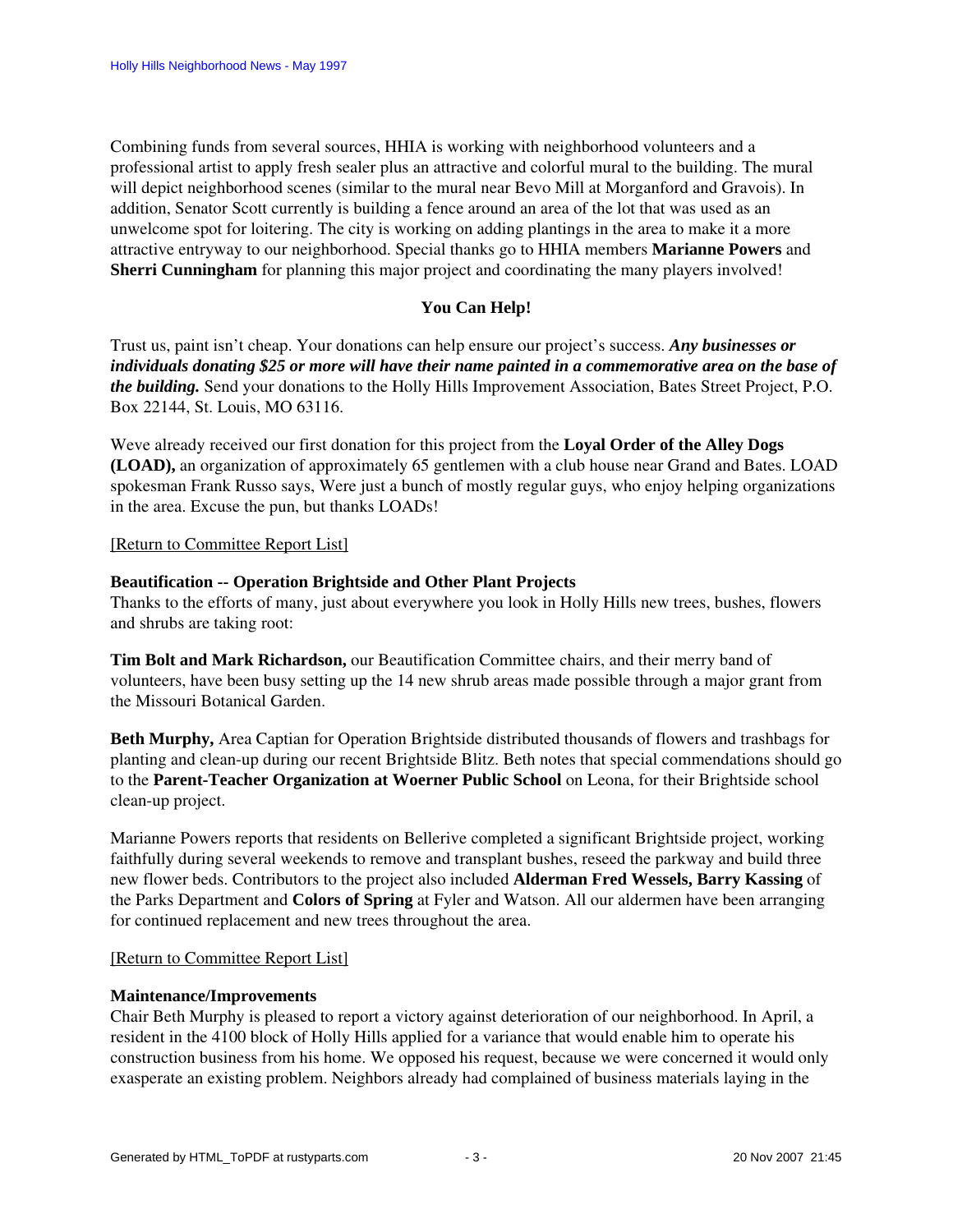Combining funds from several sources, HHIA is working with neighborhood volunteers and a professional artist to apply fresh sealer plus an attractive and colorful mural to the building. The mural will depict neighborhood scenes (similar to the mural near Bevo Mill at Morganford and Gravois). In addition, Senator Scott currently is building a fence around an area of the lot that was used as an unwelcome spot for loitering. The city is working on adding plantings in the area to make it a more attractive entryway to our neighborhood. Special thanks go to HHIA members **Marianne Powers** and **Sherri Cunningham** for planning this major project and coordinating the many players involved!

**You Can Help!**

Trust us, paint isn't cheap. Your donations can help ensure our project's success. ***Any businesses or individuals donating $25 or more will have their name painted in a commemorative area on the base of the building.*** Send your donations to the Holly Hills Improvement Association, Bates Street Project, P.O. Box 22144, St. Louis, MO 63116.

Weve already received our first donation for this project from the **Loyal Order of the Alley Dogs (LOAD),** an organization of approximately 65 gentlemen with a club house near Grand and Bates. LOAD spokesman Frank Russo says, Were just a bunch of mostly regular guys, who enjoy helping organizations in the area. Excuse the pun, but thanks LOADs!

[Return to Committee Report List]

**Beautification -- Operation Brightside and Other Plant Projects**

Thanks to the efforts of many, just about everywhere you look in Holly Hills new trees, bushes, flowers and shrubs are taking root:

**Tim Bolt and Mark Richardson,** our Beautification Committee chairs, and their merry band of volunteers, have been busy setting up the 14 new shrub areas made possible through a major grant from the Missouri Botanical Garden.

**Beth Murphy,** Area Captian for Operation Brightside distributed thousands of flowers and trashbags for planting and clean-up during our recent Brightside Blitz. Beth notes that special commendations should go to the **Parent-Teacher Organization at Woerner Public School** on Leona, for their Brightside school clean-up project.

Marianne Powers reports that residents on Bellerive completed a significant Brightside project, working faithfully during several weekends to remove and transplant bushes, reseed the parkway and build three new flower beds. Contributors to the project also included **Alderman Fred Wessels, Barry Kassing** of the Parks Department and **Colors of Spring** at Fyler and Watson. All our aldermen have been arranging for continued replacement and new trees throughout the area.

[Return to Committee Report List]

**Maintenance/Improvements**

Chair Beth Murphy is pleased to report a victory against deterioration of our neighborhood. In April, a resident in the 4100 block of Holly Hills applied for a variance that would enable him to operate his construction business from his home. We opposed his request, because we were concerned it would only exasperate an existing problem. Neighbors already had complained of business materials laying in the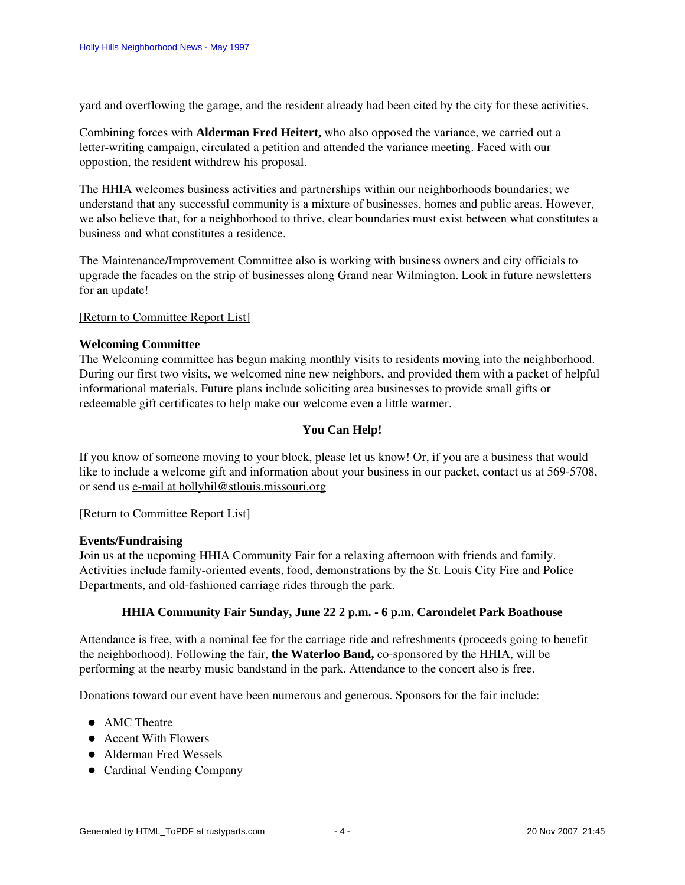yard and overflowing the garage, and the resident already had been cited by the city for these activities.

Combining forces with **Alderman Fred Heitert,** who also opposed the variance, we carried out a letter-writing campaign, circulated a petition and attended the variance meeting. Faced with our oppostion, the resident withdrew his proposal.

The HHIA welcomes business activities and partnerships within our neighborhoods boundaries; we understand that any successful community is a mixture of businesses, homes and public areas. However, we also believe that, for a neighborhood to thrive, clear boundaries must exist between what constitutes a business and what constitutes a residence.

The Maintenance/Improvement Committee also is working with business owners and city officials to upgrade the facades on the strip of businesses along Grand near Wilmington. Look in future newsletters for an update!

[Return to Committee Report List]

**Welcoming Committee**
The Welcoming committee has begun making monthly visits to residents moving into the neighborhood. During our first two visits, we welcomed nine new neighbors, and provided them with a packet of helpful informational materials. Future plans include soliciting area businesses to provide small gifts or redeemable gift certificates to help make our welcome even a little warmer.

**You Can Help!**

If you know of someone moving to your block, please let us know! Or, if you are a business that would like to include a welcome gift and information about your business in our packet, contact us at 569-5708, or send us e-mail at hollyhil@stlouis.missouri.org

[Return to Committee Report List]

**Events/Fundraising**
Join us at the ucpoming HHIA Community Fair for a relaxing afternoon with friends and family. Activities include family-oriented events, food, demonstrations by the St. Louis City Fire and Police Departments, and old-fashioned carriage rides through the park.

**HHIA Community Fair Sunday, June 22 2 p.m. - 6 p.m. Carondelet Park Boathouse**

Attendance is free, with a nominal fee for the carriage ride and refreshments (proceeds going to benefit the neighborhood). Following the fair, **the Waterloo Band,** co-sponsored by the HHIA, will be performing at the nearby music bandstand in the park. Attendance to the concert also is free.

Donations toward our event have been numerous and generous. Sponsors for the fair include:

- AMC Theatre
- Accent With Flowers
- Alderman Fred Wessels
- Cardinal Vending Company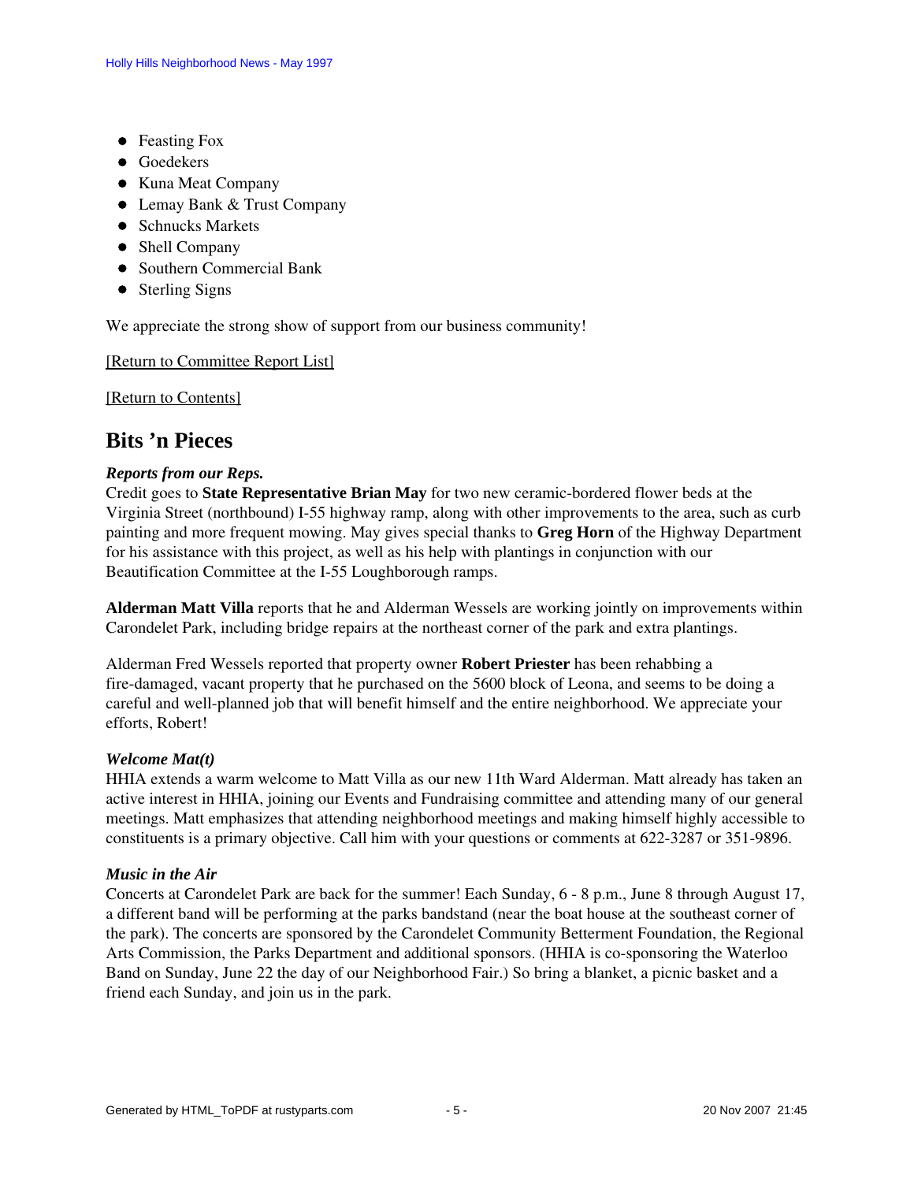- Feasting Fox
- Goedekers
- Kuna Meat Company
- Lemay Bank & Trust Company
- Schnucks Markets
- Shell Company
- Southern Commercial Bank
- Sterling Signs

We appreciate the strong show of support from our business community!

[Return to Committee Report List]

[Return to Contents]

## Bits 'n Pieces

***Reports from our Reps.***
Credit goes to **State Representative Brian May** for two new ceramic-bordered flower beds at the Virginia Street (northbound) I-55 highway ramp, along with other improvements to the area, such as curb painting and more frequent mowing. May gives special thanks to **Greg Horn** of the Highway Department for his assistance with this project, as well as his help with plantings in conjunction with our Beautification Committee at the I-55 Loughborough ramps.

**Alderman Matt Villa** reports that he and Alderman Wessels are working jointly on improvements within Carondelet Park, including bridge repairs at the northeast corner of the park and extra plantings.

Alderman Fred Wessels reported that property owner **Robert Priester** has been rehabbing a fire-damaged, vacant property that he purchased on the 5600 block of Leona, and seems to be doing a careful and well-planned job that will benefit himself and the entire neighborhood. We appreciate your efforts, Robert!

***Welcome Mat(t)***
HHIA extends a warm welcome to Matt Villa as our new 11th Ward Alderman. Matt already has taken an active interest in HHIA, joining our Events and Fundraising committee and attending many of our general meetings. Matt emphasizes that attending neighborhood meetings and making himself highly accessible to constituents is a primary objective. Call him with your questions or comments at 622-3287 or 351-9896.

***Music in the Air***
Concerts at Carondelet Park are back for the summer! Each Sunday, 6 - 8 p.m., June 8 through August 17, a different band will be performing at the parks bandstand (near the boat house at the southeast corner of the park). The concerts are sponsored by the Carondelet Community Betterment Foundation, the Regional Arts Commission, the Parks Department and additional sponsors. (HHIA is co-sponsoring the Waterloo Band on Sunday, June 22 the day of our Neighborhood Fair.) So bring a blanket, a picnic basket and a friend each Sunday, and join us in the park.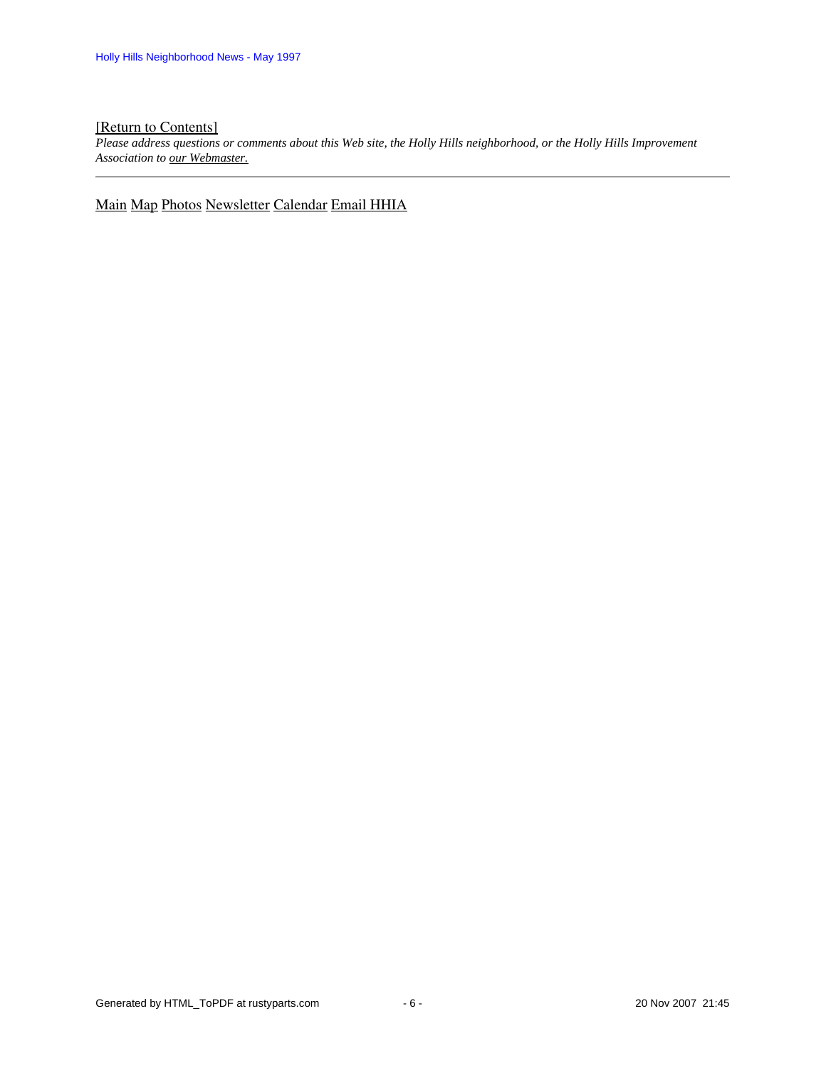[Return to Contents]

*Please address questions or comments about this Web site, the Holly Hills neighborhood, or the Holly Hills Improvement Association to our Webmaster.*

---

Main Map Photos Newsletter Calendar Email HHIA